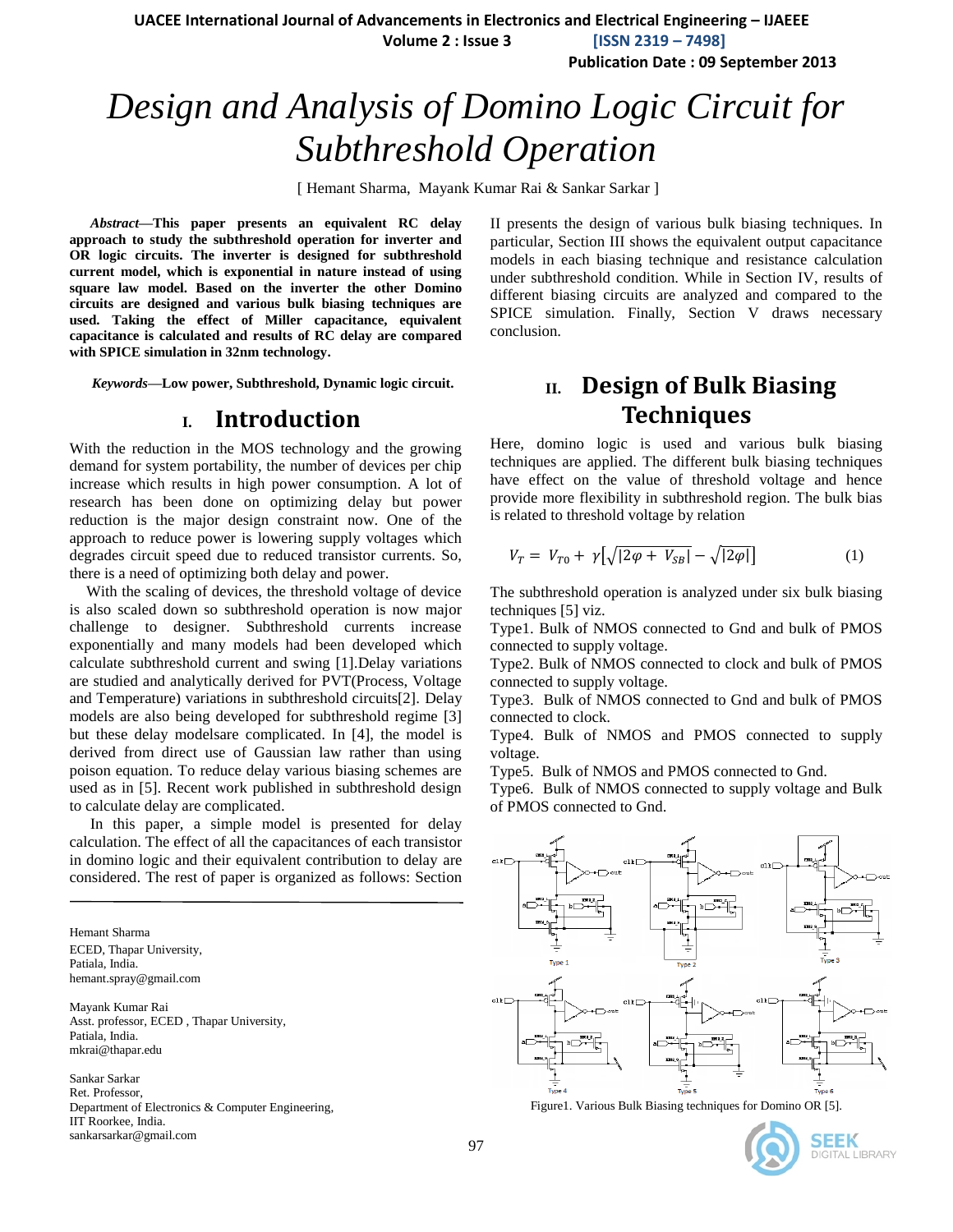# Design and Analysis of Domino Logic Circuit for Subthreshold Operation

[ Hemant Sharma, Mayank Kumar Rai & Sankar Sarkar ]

***Abstract*—This paper presents an equivalent RC delay approach to study the subthreshold operation for inverter and OR logic circuits. The inverter is designed for subthreshold current model, which is exponential in nature instead of using square law model. Based on the inverter the other Domino circuits are designed and various bulk biasing techniques are used. Taking the effect of Miller capacitance, equivalent capacitance is calculated and results of RC delay are compared with SPICE simulation in 32nm technology.**

***Keywords*—Low power, Subthreshold, Dynamic logic circuit.**

## I. Introduction

With the reduction in the MOS technology and the growing demand for system portability, the number of devices per chip increase which results in high power consumption. A lot of research has been done on optimizing delay but power reduction is the major design constraint now. One of the approach to reduce power is lowering supply voltages which degrades circuit speed due to reduced transistor currents. So, there is a need of optimizing both delay and power.

With the scaling of devices, the threshold voltage of device is also scaled down so subthreshold operation is now major challenge to designer. Subthreshold currents increase exponentially and many models had been developed which calculate subthreshold current and swing [1].Delay variations are studied and analytically derived for PVT(Process, Voltage and Temperature) variations in subthreshold circuits[2]. Delay models are also being developed for subthreshold regime [3] but these delay modelsare complicated. In [4], the model is derived from direct use of Gaussian law rather than using poison equation. To reduce delay various biasing schemes are used as in [5]. Recent work published in subthreshold design to calculate delay are complicated.

In this paper, a simple model is presented for delay calculation. The effect of all the capacitances of each transistor in domino logic and their equivalent contribution to delay are considered. The rest of paper is organized as follows: Section II presents the design of various bulk biasing techniques. In particular, Section III shows the equivalent output capacitance models in each biasing technique and resistance calculation under subthreshold condition. While in Section IV, results of different biasing circuits are analyzed and compared to the SPICE simulation. Finally, Section V draws necessary conclusion.

Hemant Sharma
ECED, Thapar University,
Patiala, India.
hemant.spray@gmail.com

Mayank Kumar Rai
Asst. professor, ECED , Thapar University,
Patiala, India.
mkrai@thapar.edu

Sankar Sarkar
Ret. Professor,
Department of Electronics & Computer Engineering,
IIT Roorkee, India.
sankarsarkar@gmail.com

## II. Design of Bulk Biasing Techniques

Here, domino logic is used and various bulk biasing techniques are applied. The different bulk biasing techniques have effect on the value of threshold voltage and hence provide more flexibility in subthreshold region. The bulk bias is related to threshold voltage by relation

$$V_T = V_{T0} + \gamma\left[\sqrt{|2\varphi + V_{SB}|} - \sqrt{|2\varphi|}\right] \quad (1)$$

The subthreshold operation is analyzed under six bulk biasing techniques [5] viz.

Type1. Bulk of NMOS connected to Gnd and bulk of PMOS connected to supply voltage.

Type2. Bulk of NMOS connected to clock and bulk of PMOS connected to supply voltage.

Type3. Bulk of NMOS connected to Gnd and bulk of PMOS connected to clock.

Type4. Bulk of NMOS and PMOS connected to supply voltage.

Type5. Bulk of NMOS and PMOS connected to Gnd.

Type6. Bulk of NMOS connected to supply voltage and Bulk of PMOS connected to Gnd.

Figure1. Various Bulk Biasing techniques for Domino OR [5].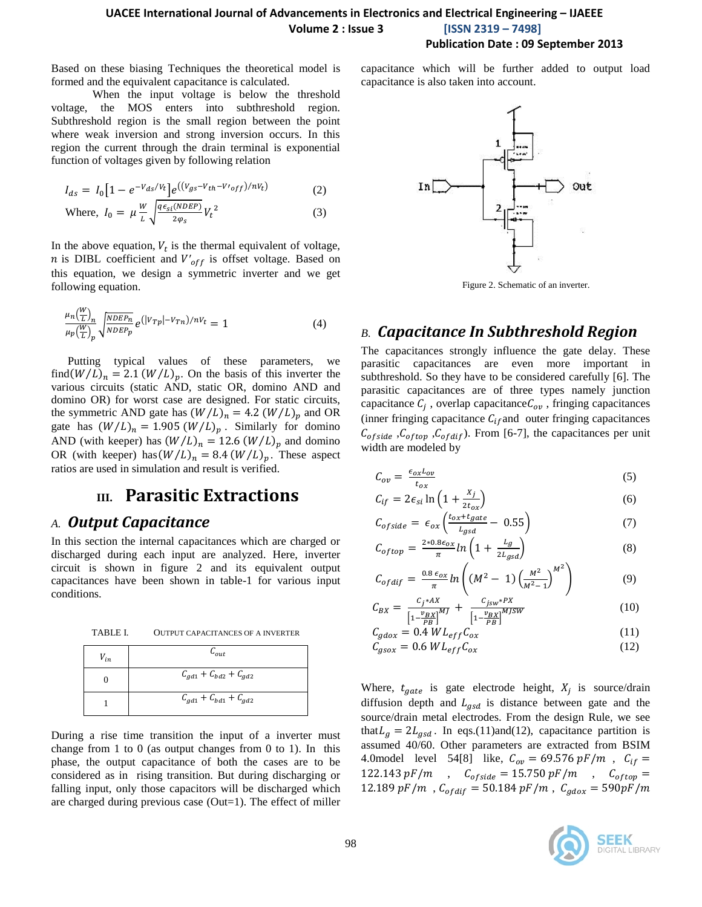Based on these biasing Techniques the theoretical model is formed and the equivalent capacitance is calculated.

When the input voltage is below the threshold voltage, the MOS enters into subthreshold region. Subthreshold region is the small region between the point where weak inversion and strong inversion occurs. In this region the current through the drain terminal is exponential function of voltages given by following relation

$$I_{ds} = I_0\left[1 - e^{-V_{ds}/V_t}\right]e^{((V_{gs}-V_{th}-V'_{off})/nV_t)} \quad (2)$$

$$\text{Where, } I_0 = \mu\frac{W}{L}\sqrt{\frac{q\epsilon_{si}(NDEP)}{2\varphi_s}}V_t^{\,2} \quad (3)$$

In the above equation, $V_t$ is the thermal equivalent of voltage, $n$ is DIBL coefficient and $V'_{off}$ is offset voltage. Based on this equation, we design a symmetric inverter and we get following equation.

$$\frac{\mu_n\left(\frac{W}{L}\right)_n}{\mu_p\left(\frac{W}{L}\right)_p}\sqrt{\frac{NDEP_n}{NDEP_p}}\,e^{(|V_{Tp}|-V_{Tn})/nV_t} = 1 \quad (4)$$

Putting typical values of these parameters, we find $(W/L)_n = 2.1\,(W/L)_p$. On the basis of this inverter the various circuits (static AND, static OR, domino AND and domino OR) for worst case are designed. For static circuits, the symmetric AND gate has $(W/L)_n = 4.2\,(W/L)_p$ and OR gate has $(W/L)_n = 1.905\,(W/L)_p$. Similarly for domino AND (with keeper) has $(W/L)_n = 12.6\,(W/L)_p$ and domino OR (with keeper) has $(W/L)_n = 8.4\,(W/L)_p$. These aspect ratios are used in simulation and result is verified.

# III. Parasitic Extractions

## A. *Output Capacitance*

In this section the internal capacitances which are charged or discharged during each input are analyzed. Here, inverter circuit is shown in figure 2 and its equivalent output capacitances have been shown in table-1 for various input conditions.

TABLE I. OUTPUT CAPACITANCES OF A INVERTER

| $V_{in}$ | $C_{out}$ |
|---|---|
| 0 | $C_{gd1} + C_{bd2} + C_{gd2}$ |
| 1 | $C_{gd1} + C_{bd1} + C_{gd2}$ |

During a rise time transition the input of a inverter must change from 1 to 0 (as output changes from 0 to 1). In this phase, the output capacitance of both the cases are to be considered as in rising transition. But during discharging or falling input, only those capacitors will be discharged which are charged during previous case (Out=1). The effect of miller capacitance which will be further added to output load capacitance is also taken into account.

Figure 2. Schematic of an inverter.

## B. *Capacitance In Subthreshold Region*

The capacitances strongly influence the gate delay. These parasitic capacitances are even more important in subthreshold. So they have to be considered carefully [6]. The parasitic capacitances are of three types namely junction capacitance $C_j$, overlap capacitance $C_{ov}$, fringing capacitances (inner fringing capacitance $C_{if}$ and outer fringing capacitances $C_{ofside}$, $C_{oftop}$, $C_{ofdif}$). From [6-7], the capacitances per unit width are modeled by

$$C_{ov} = \frac{\epsilon_{ox}L_{ov}}{t_{ox}} \quad (5)$$

$$C_{if} = 2\epsilon_{si}\ln\left(1 + \frac{X_j}{2t_{ox}}\right) \quad (6)$$

$$C_{ofside} = \epsilon_{ox}\left(\frac{t_{ox}+t_{gate}}{L_{gsd}} - 0.55\right) \quad (7)$$

$$C_{oftop} = \frac{2*0.8\epsilon_{ox}}{\pi}\ln\left(1 + \frac{L_g}{2L_{gsd}}\right) \quad (8)$$

$$C_{ofdif} = \frac{0.8\,\epsilon_{ox}}{\pi}\ln\left((M^2 - 1)\left(\frac{M^2}{M^2-1}\right)^{M^2}\right) \quad (9)$$

$$C_{BX} = \frac{C_j*AX}{\left[1-\frac{v_{BX}}{PB}\right]^{MJ}} + \frac{C_{jsw}*PX}{\left[1-\frac{v_{BX}}{PB}\right]^{MJSW}} \quad (10)$$

$$C_{gdox} = 0.4\,WL_{eff}C_{ox} \quad (11)$$

$$C_{gsox} = 0.6\,WL_{eff}C_{ox} \quad (12)$$

Where, $t_{gate}$ is gate electrode height, $X_j$ is source/drain diffusion depth and $L_{gsd}$ is distance between gate and the source/drain metal electrodes. From the design Rule, we see that $L_g = 2L_{gsd}$. In eqs.(11)and(12), capacitance partition is assumed 40/60. Other parameters are extracted from BSIM 4.0model level 54[8] like, $C_{ov} = 69.576\,pF/m$, $C_{if} = 122.143\,pF/m$, $C_{ofside} = 15.750\,pF/m$, $C_{oftop} = 12.189\,pF/m$, $C_{ofdif} = 50.184\,pF/m$, $C_{gdox} = 590pF/m$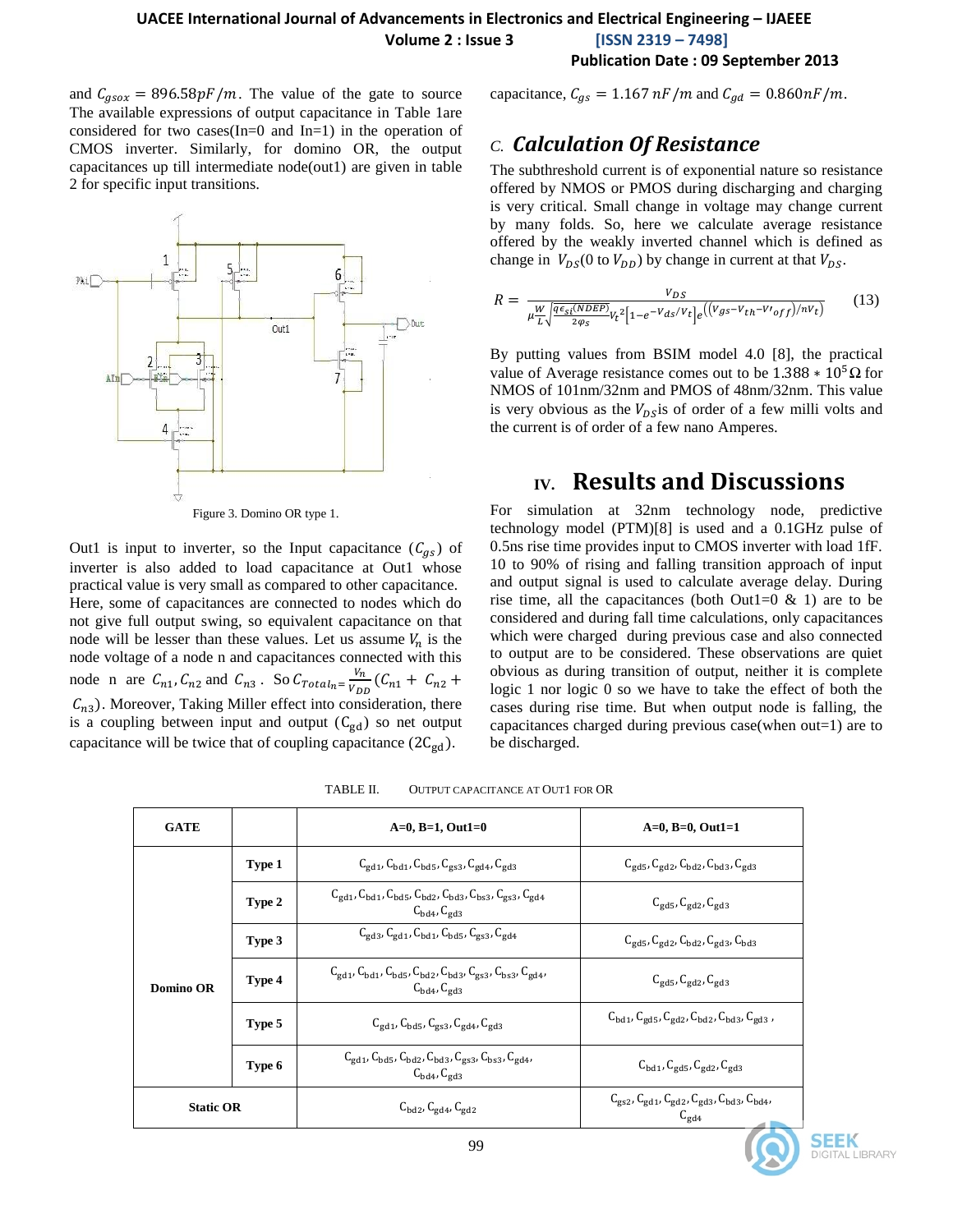and $C_{gsox} = 896.58pF/m$. The value of the gate to source The available expressions of output capacitance in Table 1are considered for two cases(In=0 and In=1) in the operation of CMOS inverter. Similarly, for domino OR, the output capacitances up till intermediate node(out1) are given in table 2 for specific input transitions.

Figure 3. Domino OR type 1.

Out1 is input to inverter, so the Input capacitance ($C_{gs}$) of inverter is also added to load capacitance at Out1 whose practical value is very small as compared to other capacitance. Here, some of capacitances are connected to nodes which do not give full output swing, so equivalent capacitance on that node will be lesser than these values. Let us assume $V_n$ is the node voltage of a node n and capacitances connected with this node n are $C_{n1}, C_{n2}$ and $C_{n3}$. So $C_{Total_n} = \frac{V_n}{V_{DD}}(C_{n1} + C_{n2} + C_{n3})$. Moreover, Taking Miller effect into consideration, there is a coupling between input and output ($C_{gd}$) so net output capacitance will be twice that of coupling capacitance ($2C_{gd}$).

capacitance, $C_{gs} = 1.167\,nF/m$ and $C_{gd} = 0.860nF/m$.

### C. *Calculation Of Resistance*

The subthreshold current is of exponential nature so resistance offered by NMOS or PMOS during discharging and charging is very critical. Small change in voltage may change current by many folds. So, here we calculate average resistance offered by the weakly inverted channel which is defined as change in $V_{DS}$(0 to $V_{DD}$) by change in current at that $V_{DS}$.

$$R = \frac{V_{DS}}{\mu\frac{W}{L}\sqrt{\frac{q\epsilon_{si}(NDEP)}{2\varphi_s}}V_t^2\left[1-e^{-V_{ds}/V_t}\right]e^{\left((V_{gs}-V_{th}-V'_{off})/nV_t\right)}} \qquad (13)$$

By putting values from BSIM model 4.0 [8], the practical value of Average resistance comes out to be $1.388 * 10^5\,\Omega$ for NMOS of 101nm/32nm and PMOS of 48nm/32nm. This value is very obvious as the $V_{DS}$is of order of a few milli volts and the current is of order of a few nano Amperes.

## IV. Results and Discussions

For simulation at 32nm technology node, predictive technology model (PTM)[8] is used and a 0.1GHz pulse of 0.5ns rise time provides input to CMOS inverter with load 1fF. 10 to 90% of rising and falling transition approach of input and output signal is used to calculate average delay. During rise time, all the capacitances (both Out1=0 & 1) are to be considered and during fall time calculations, only capacitances which were charged during previous case and also connected to output are to be considered. These observations are quiet obvious as during transition of output, neither it is complete logic 1 nor logic 0 so we have to take the effect of both the cases during rise time. But when output node is falling, the capacitances charged during previous case(when out=1) are to be discharged.

TABLE II. OUTPUT CAPACITANCE AT OUT1 FOR OR

| GATE | | A=0, B=1, Out1=0 | A=0, B=0, Out1=1 |
|---|---|---|---|
| Domino OR | Type 1 | $C_{gd1}, C_{bd1}, C_{bd5}, C_{gs3}, C_{gd4}, C_{gd3}$ | $C_{gd5}, C_{gd2}, C_{bd2}, C_{bd3}, C_{gd3}$ |
| | Type 2 | $C_{gd1}, C_{bd1}, C_{bd5}, C_{bd2}, C_{bd3}, C_{bs3}, C_{gs3}, C_{gd4}, C_{bd4}, C_{gd3}$ | $C_{gd5}, C_{gd2}, C_{gd3}$ |
| | Type 3 | $C_{gd3}, C_{gd1}, C_{bd1}, C_{bd5}, C_{gs3}, C_{gd4}$ | $C_{gd5}, C_{gd2}, C_{bd2}, C_{gd3}, C_{bd3}$ |
| | Type 4 | $C_{gd1}, C_{bd1}, C_{bd5}, C_{bd2}, C_{bd3}, C_{gs3}, C_{bs3}, C_{gd4}, C_{bd4}, C_{gd3}$ | $C_{gd5}, C_{gd2}, C_{gd3}$ |
| | Type 5 | $C_{gd1}, C_{bd5}, C_{gs3}, C_{gd4}, C_{gd3}$ | $C_{bd1}, C_{gd5}, C_{gd2}, C_{bd2}, C_{bd3}, C_{gd3}$, |
| | Type 6 | $C_{gd1}, C_{bd5}, C_{bd2}, C_{bd3}, C_{gs3}, C_{bs3}, C_{gd4}, C_{bd4}, C_{gd3}$ | $C_{bd1}, C_{gd5}, C_{gd2}, C_{gd3}$ |
| Static OR | | $C_{bd2}, C_{gd4}, C_{gd2}$ | $C_{gs2}, C_{gd1}, C_{gd2}, C_{gd3}, C_{bd3}, C_{bd4}, C_{gd4}$ |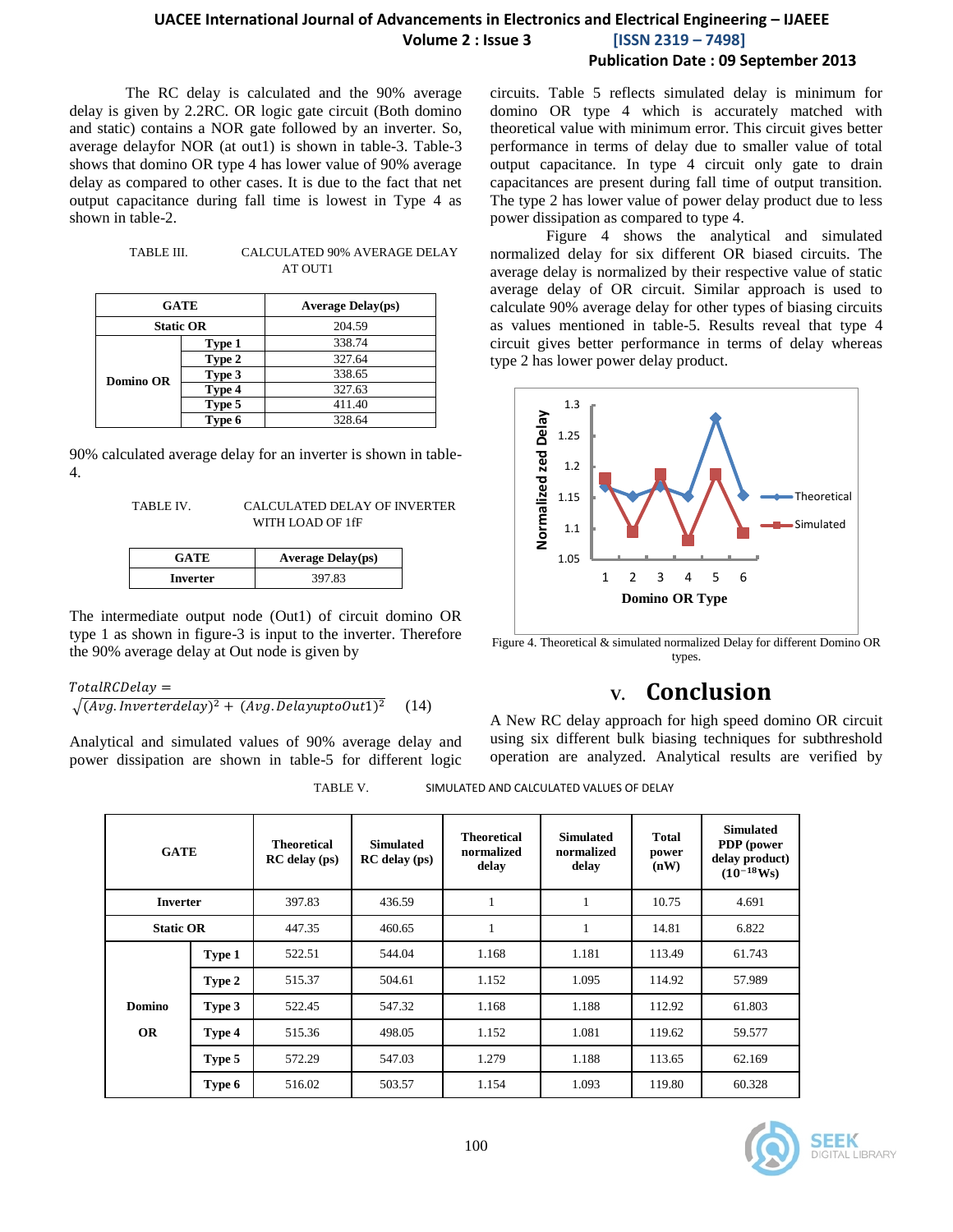The RC delay is calculated and the 90% average delay is given by 2.2RC. OR logic gate circuit (Both domino and static) contains a NOR gate followed by an inverter. So, average delayfor NOR (at out1) is shown in table-3. Table-3 shows that domino OR type 4 has lower value of 90% average delay as compared to other cases. It is due to the fact that net output capacitance during fall time is lowest in Type 4 as shown in table-2.

TABLE III. CALCULATED 90% AVERAGE DELAY AT OUT1

| GATE | | Average Delay(ps) |
|---|---|---|
| Static OR | | 204.59 |
| Domino OR | Type 1 | 338.74 |
| | Type 2 | 327.64 |
| | Type 3 | 338.65 |
| | Type 4 | 327.63 |
| | Type 5 | 411.40 |
| | Type 6 | 328.64 |

90% calculated average delay for an inverter is shown in table-4.

TABLE IV. CALCULATED DELAY OF INVERTER WITH LOAD OF 1fF

| GATE | Average Delay(ps) |
|---|---|
| Inverter | 397.83 |

The intermediate output node (Out1) of circuit domino OR type 1 as shown in figure-3 is input to the inverter. Therefore the 90% average delay at Out node is given by

$$TotalRCDelay = \sqrt{(Avg.Inverterdelay)^2 + (Avg.DelayuptoOut1)^2} \quad (14)$$

Analytical and simulated values of 90% average delay and power dissipation are shown in table-5 for different logic circuits. Table 5 reflects simulated delay is minimum for domino OR type 4 which is accurately matched with theoretical value with minimum error. This circuit gives better performance in terms of delay due to smaller value of total output capacitance. In type 4 circuit only gate to drain capacitances are present during fall time of output transition. The type 2 has lower value of power delay product due to less power dissipation as compared to type 4.

Figure 4 shows the analytical and simulated normalized delay for six different OR biased circuits. The average delay is normalized by their respective value of static average delay of OR circuit. Similar approach is used to calculate 90% average delay for other types of biasing circuits as values mentioned in table-5. Results reveal that type 4 circuit gives better performance in terms of delay whereas type 2 has lower power delay product.

Figure 4. Theoretical & simulated normalized Delay for different Domino OR types.

## V. Conclusion

A New RC delay approach for high speed domino OR circuit using six different bulk biasing techniques for subthreshold operation are analyzed. Analytical results are verified by

TABLE V. SIMULATED AND CALCULATED VALUES OF DELAY

| GATE | | Theoretical RC delay (ps) | Simulated RC delay (ps) | Theoretical normalized delay | Simulated normalized delay | Total power (nW) | Simulated PDP (power delay product) ($10^{-18}$Ws) |
|---|---|---|---|---|---|---|---|
| Inverter | | 397.83 | 436.59 | 1 | 1 | 10.75 | 4.691 |
| Static OR | | 447.35 | 460.65 | 1 | 1 | 14.81 | 6.822 |
| Domino OR | Type 1 | 522.51 | 544.04 | 1.168 | 1.181 | 113.49 | 61.743 |
| | Type 2 | 515.37 | 504.61 | 1.152 | 1.095 | 114.92 | 57.989 |
| | Type 3 | 522.45 | 547.32 | 1.168 | 1.188 | 112.92 | 61.803 |
| | Type 4 | 515.36 | 498.05 | 1.152 | 1.081 | 119.62 | 59.577 |
| | Type 5 | 572.29 | 547.03 | 1.279 | 1.188 | 113.65 | 62.169 |
| | Type 6 | 516.02 | 503.57 | 1.154 | 1.093 | 119.80 | 60.328 |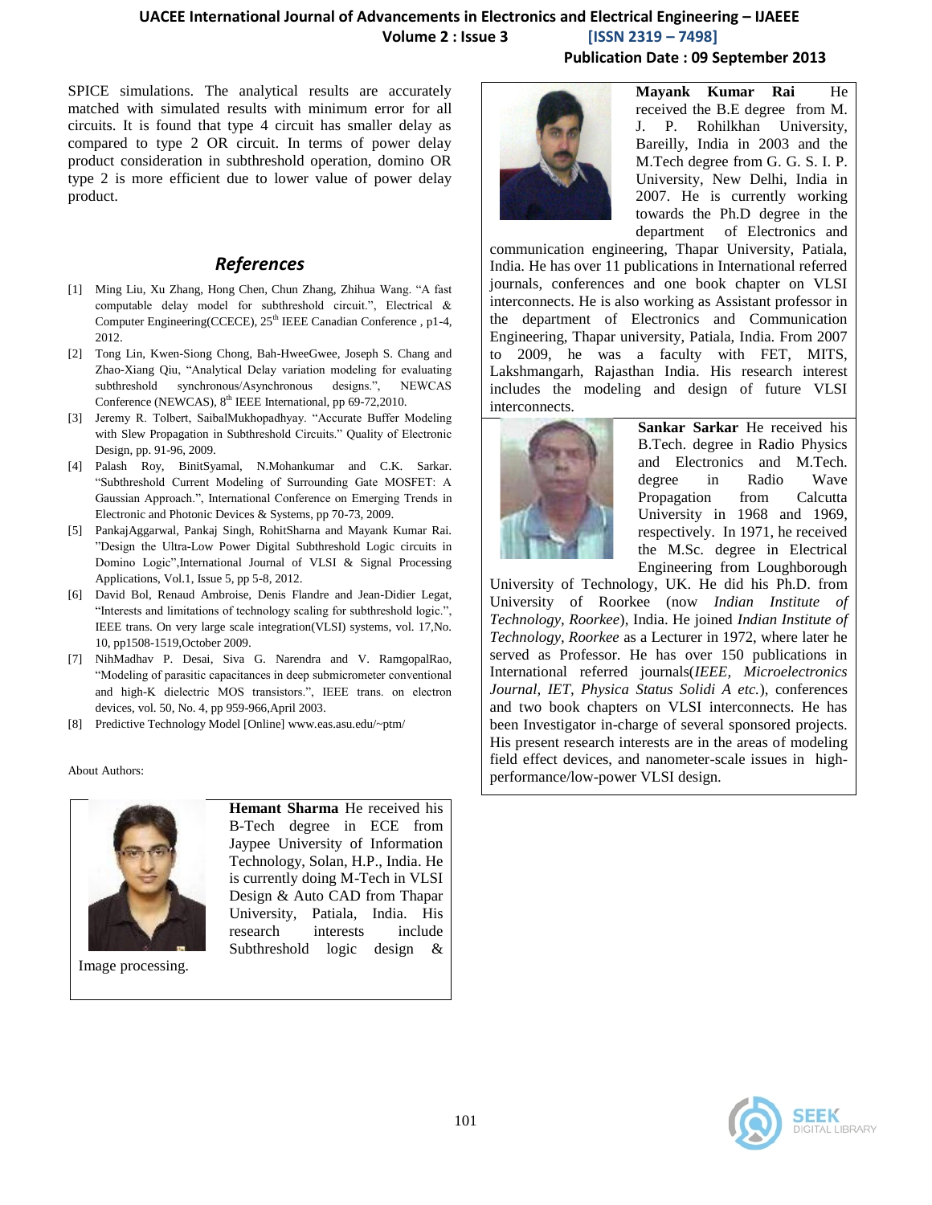SPICE simulations. The analytical results are accurately matched with simulated results with minimum error for all circuits. It is found that type 4 circuit has smaller delay as compared to type 2 OR circuit. In terms of power delay product consideration in subthreshold operation, domino OR type 2 is more efficient due to lower value of power delay product.

## *References*

[1] Ming Liu, Xu Zhang, Hong Chen, Chun Zhang, Zhihua Wang. "A fast computable delay model for subthreshold circuit.", Electrical & Computer Engineering(CCECE), 25th IEEE Canadian Conference , p1-4, 2012.

[2] Tong Lin, Kwen-Siong Chong, Bah-HweeGwee, Joseph S. Chang and Zhao-Xiang Qiu, "Analytical Delay variation modeling for evaluating subthreshold synchronous/Asynchronous designs.", NEWCAS Conference (NEWCAS), 8th IEEE International, pp 69-72,2010.

[3] Jeremy R. Tolbert, SaibalMukhopadhyay. "Accurate Buffer Modeling with Slew Propagation in Subthreshold Circuits." Quality of Electronic Design, pp. 91-96, 2009.

[4] Palash Roy, BinitSyamal, N.Mohankumar and C.K. Sarkar. "Subthreshold Current Modeling of Surrounding Gate MOSFET: A Gaussian Approach.", International Conference on Emerging Trends in Electronic and Photonic Devices & Systems, pp 70-73, 2009.

[5] PankajAggarwal, Pankaj Singh, RohitSharna and Mayank Kumar Rai. "Design the Ultra-Low Power Digital Subthreshold Logic circuits in Domino Logic",International Journal of VLSI & Signal Processing Applications, Vol.1, Issue 5, pp 5-8, 2012.

[6] David Bol, Renaud Ambroise, Denis Flandre and Jean-Didier Legat, "Interests and limitations of technology scaling for subthreshold logic.", IEEE trans. On very large scale integration(VLSI) systems, vol. 17,No. 10, pp1508-1519,October 2009.

[7] NihMadhav P. Desai, Siva G. Narendra and V. RamgopalRao, "Modeling of parasitic capacitances in deep submicrometer conventional and high-K dielectric MOS transistors.", IEEE trans. on electron devices, vol. 50, No. 4, pp 959-966,April 2003.

[8] Predictive Technology Model [Online] www.eas.asu.edu/~ptm/

About Authors:

**Hemant Sharma** He received his B-Tech degree in ECE from Jaypee University of Information Technology, Solan, H.P., India. He is currently doing M-Tech in VLSI Design & Auto CAD from Thapar University, Patiala, India. His research interests include Subthreshold logic design & Image processing.

**Mayank Kumar Rai** He received the B.E degree from M. J. P. Rohilkhan University, Bareilly, India in 2003 and the M.Tech degree from G. G. S. I. P. University, New Delhi, India in 2007. He is currently working towards the Ph.D degree in the department of Electronics and communication engineering, Thapar University, Patiala, India. He has over 11 publications in International referred journals, conferences and one book chapter on VLSI interconnects. He is also working as Assistant professor in the department of Electronics and Communication Engineering, Thapar university, Patiala, India. From 2007 to 2009, he was a faculty with FET, MITS, Lakshmangarh, Rajasthan India. His research interest includes the modeling and design of future VLSI interconnects.

**Sankar Sarkar** He received his B.Tech. degree in Radio Physics and Electronics and M.Tech. degree in Radio Wave Propagation from Calcutta University in 1968 and 1969, respectively. In 1971, he received the M.Sc. degree in Electrical Engineering from Loughborough University of Technology, UK. He did his Ph.D. from University of Roorkee (now *Indian Institute of Technology, Roorkee*), India. He joined *Indian Institute of Technology, Roorkee* as a Lecturer in 1972, where later he served as Professor. He has over 150 publications in International referred journals(*IEEE, Microelectronics Journal, IET, Physica Status Solidi A etc.*), conferences and two book chapters on VLSI interconnects. He has been Investigator in-charge of several sponsored projects. His present research interests are in the areas of modeling field effect devices, and nanometer-scale issues in high-performance/low-power VLSI design.